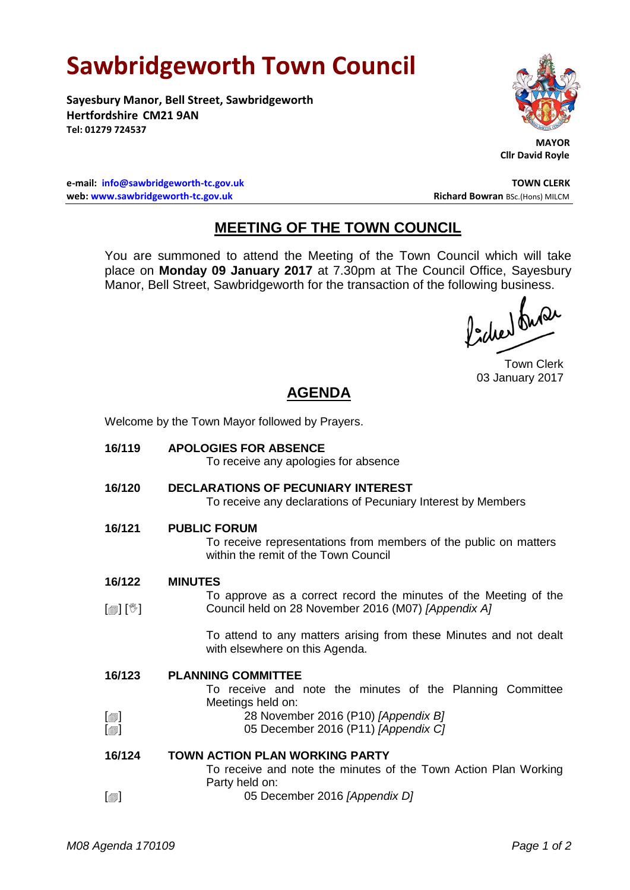# Sawbridgeworth Town Council

**Sayesbury Manor, Bell Street, Sawbridgeworth**
**Hertfordshire CM21 9AN**
**Tel: 01279 724537**

**MAYOR**
**Cllr David Royle**

**e-mail: info@sawbridgeworth-tc.gov.uk**
**web: www.sawbridgeworth-tc.gov.uk**

**TOWN CLERK**
**Richard Bowran** BSc.(Hons) MILCM

## MEETING OF THE TOWN COUNCIL

You are summoned to attend the Meeting of the Town Council which will take place on **Monday 09 January 2017** at 7.30pm at The Council Office, Sayesbury Manor, Bell Street, Sawbridgeworth for the transaction of the following business.

Town Clerk
03 January 2017

## AGENDA

Welcome by the Town Mayor followed by Prayers.

**16/119 APOLOGIES FOR ABSENCE**

To receive any apologies for absence

**16/120 DECLARATIONS OF PECUNIARY INTEREST**

To receive any declarations of Pecuniary Interest by Members

**16/121 PUBLIC FORUM**

To receive representations from members of the public on matters within the remit of the Town Council

**16/122 MINUTES**

[■] [✋] To approve as a correct record the minutes of the Meeting of the Council held on 28 November 2016 (M07) *[Appendix A]*

To attend to any matters arising from these Minutes and not dealt with elsewhere on this Agenda.

**16/123 PLANNING COMMITTEE**

To receive and note the minutes of the Planning Committee Meetings held on:

[■] 28 November 2016 (P10) *[Appendix B]*
[■] 05 December 2016 (P11) *[Appendix C]*

**16/124 TOWN ACTION PLAN WORKING PARTY**

To receive and note the minutes of the Town Action Plan Working Party held on:

[■] 05 December 2016 *[Appendix D]*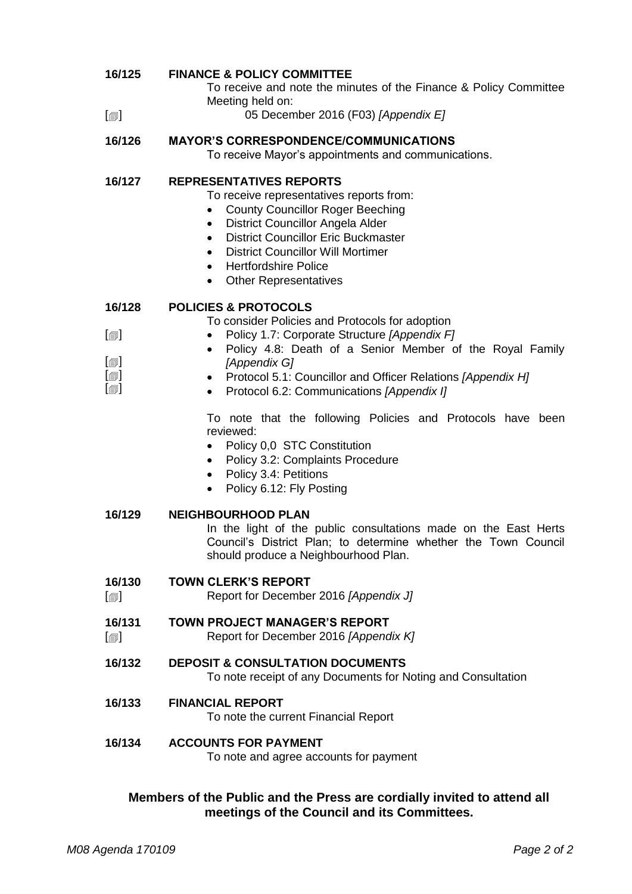**16/125 FINANCE & POLICY COMMITTEE**

To receive and note the minutes of the Finance & Policy Committee Meeting held on:

[🗐] 05 December 2016 (F03) *[Appendix E]*

**16/126 MAYOR'S CORRESPONDENCE/COMMUNICATIONS**

To receive Mayor's appointments and communications.

**16/127 REPRESENTATIVES REPORTS**

To receive representatives reports from:

- County Councillor Roger Beeching
- District Councillor Angela Alder
- District Councillor Eric Buckmaster
- District Councillor Will Mortimer
- Hertfordshire Police
- Other Representatives

**16/128 POLICIES & PROTOCOLS**

To consider Policies and Protocols for adoption

- [🗐] Policy 1.7: Corporate Structure *[Appendix F]*
- [🗐] Policy 4.8: Death of a Senior Member of the Royal Family *[Appendix G]*
- [🗐] Protocol 5.1: Councillor and Officer Relations *[Appendix H]*
- [🗐] Protocol 6.2: Communications *[Appendix I]*

To note that the following Policies and Protocols have been reviewed:

- Policy 0,0 STC Constitution
- Policy 3.2: Complaints Procedure
- Policy 3.4: Petitions
- Policy 6.12: Fly Posting

**16/129 NEIGHBOURHOOD PLAN**

In the light of the public consultations made on the East Herts Council's District Plan; to determine whether the Town Council should produce a Neighbourhood Plan.

**16/130 TOWN CLERK'S REPORT**

[🗐] Report for December 2016 *[Appendix J]*

**16/131 TOWN PROJECT MANAGER'S REPORT**

[🗐] Report for December 2016 *[Appendix K]*

**16/132 DEPOSIT & CONSULTATION DOCUMENTS**

To note receipt of any Documents for Noting and Consultation

**16/133 FINANCIAL REPORT**

To note the current Financial Report

**16/134 ACCOUNTS FOR PAYMENT**

To note and agree accounts for payment

**Members of the Public and the Press are cordially invited to attend all meetings of the Council and its Committees.**

*M08 Agenda 170109*